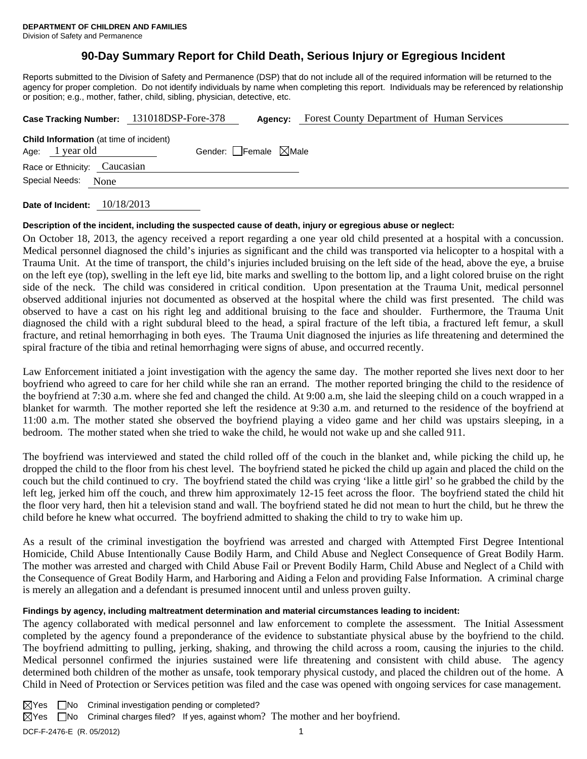**DEPARTMENT OF CHILDREN AND FAMILIES**
Division of Safety and Permanence

# 90-Day Summary Report for Child Death, Serious Injury or Egregious Incident

Reports submitted to the Division of Safety and Permanence (DSP) that do not include all of the required information will be returned to the agency for proper completion. Do not identify individuals by name when completing this report. Individuals may be referenced by relationship or position; e.g., mother, father, child, sibling, physician, detective, etc.

**Case Tracking Number:** 131018DSP-Fore-378 **Agency:** Forest County Department of Human Services

**Child Information** (at time of incident)
Age: 1 year old Gender: ☐Female ☒Male
Race or Ethnicity: Caucasian
Special Needs: None

**Date of Incident:** 10/18/2013

**Description of the incident, including the suspected cause of death, injury or egregious abuse or neglect:**

On October 18, 2013, the agency received a report regarding a one year old child presented at a hospital with a concussion. Medical personnel diagnosed the child's injuries as significant and the child was transported via helicopter to a hospital with a Trauma Unit. At the time of transport, the child's injuries included bruising on the left side of the head, above the eye, a bruise on the left eye (top), swelling in the left eye lid, bite marks and swelling to the bottom lip, and a light colored bruise on the right side of the neck. The child was considered in critical condition. Upon presentation at the Trauma Unit, medical personnel observed additional injuries not documented as observed at the hospital where the child was first presented. The child was observed to have a cast on his right leg and additional bruising to the face and shoulder. Furthermore, the Trauma Unit diagnosed the child with a right subdural bleed to the head, a spiral fracture of the left tibia, a fractured left femur, a skull fracture, and retinal hemorrhaging in both eyes. The Trauma Unit diagnosed the injuries as life threatening and determined the spiral fracture of the tibia and retinal hemorrhaging were signs of abuse, and occurred recently.

Law Enforcement initiated a joint investigation with the agency the same day. The mother reported she lives next door to her boyfriend who agreed to care for her child while she ran an errand. The mother reported bringing the child to the residence of the boyfriend at 7:30 a.m. where she fed and changed the child. At 9:00 a.m, she laid the sleeping child on a couch wrapped in a blanket for warmth. The mother reported she left the residence at 9:30 a.m. and returned to the residence of the boyfriend at 11:00 a.m. The mother stated she observed the boyfriend playing a video game and her child was upstairs sleeping, in a bedroom. The mother stated when she tried to wake the child, he would not wake up and she called 911.

The boyfriend was interviewed and stated the child rolled off of the couch in the blanket and, while picking the child up, he dropped the child to the floor from his chest level. The boyfriend stated he picked the child up again and placed the child on the couch but the child continued to cry. The boyfriend stated the child was crying 'like a little girl' so he grabbed the child by the left leg, jerked him off the couch, and threw him approximately 12-15 feet across the floor. The boyfriend stated the child hit the floor very hard, then hit a television stand and wall. The boyfriend stated he did not mean to hurt the child, but he threw the child before he knew what occurred. The boyfriend admitted to shaking the child to try to wake him up.

As a result of the criminal investigation the boyfriend was arrested and charged with Attempted First Degree Intentional Homicide, Child Abuse Intentionally Cause Bodily Harm, and Child Abuse and Neglect Consequence of Great Bodily Harm. The mother was arrested and charged with Child Abuse Fail or Prevent Bodily Harm, Child Abuse and Neglect of a Child with the Consequence of Great Bodily Harm, and Harboring and Aiding a Felon and providing False Information. A criminal charge is merely an allegation and a defendant is presumed innocent until and unless proven guilty.

**Findings by agency, including maltreatment determination and material circumstances leading to incident:**

The agency collaborated with medical personnel and law enforcement to complete the assessment. The Initial Assessment completed by the agency found a preponderance of the evidence to substantiate physical abuse by the boyfriend to the child. The boyfriend admitting to pulling, jerking, shaking, and throwing the child across a room, causing the injuries to the child. Medical personnel confirmed the injuries sustained were life threatening and consistent with child abuse. The agency determined both children of the mother as unsafe, took temporary physical custody, and placed the children out of the home. A Child in Need of Protection or Services petition was filed and the case was opened with ongoing services for case management.

☒Yes ☐No Criminal investigation pending or completed?

☒Yes ☐No Criminal charges filed? If yes, against whom? The mother and her boyfriend.

DCF-F-2476-E (R. 05/2012)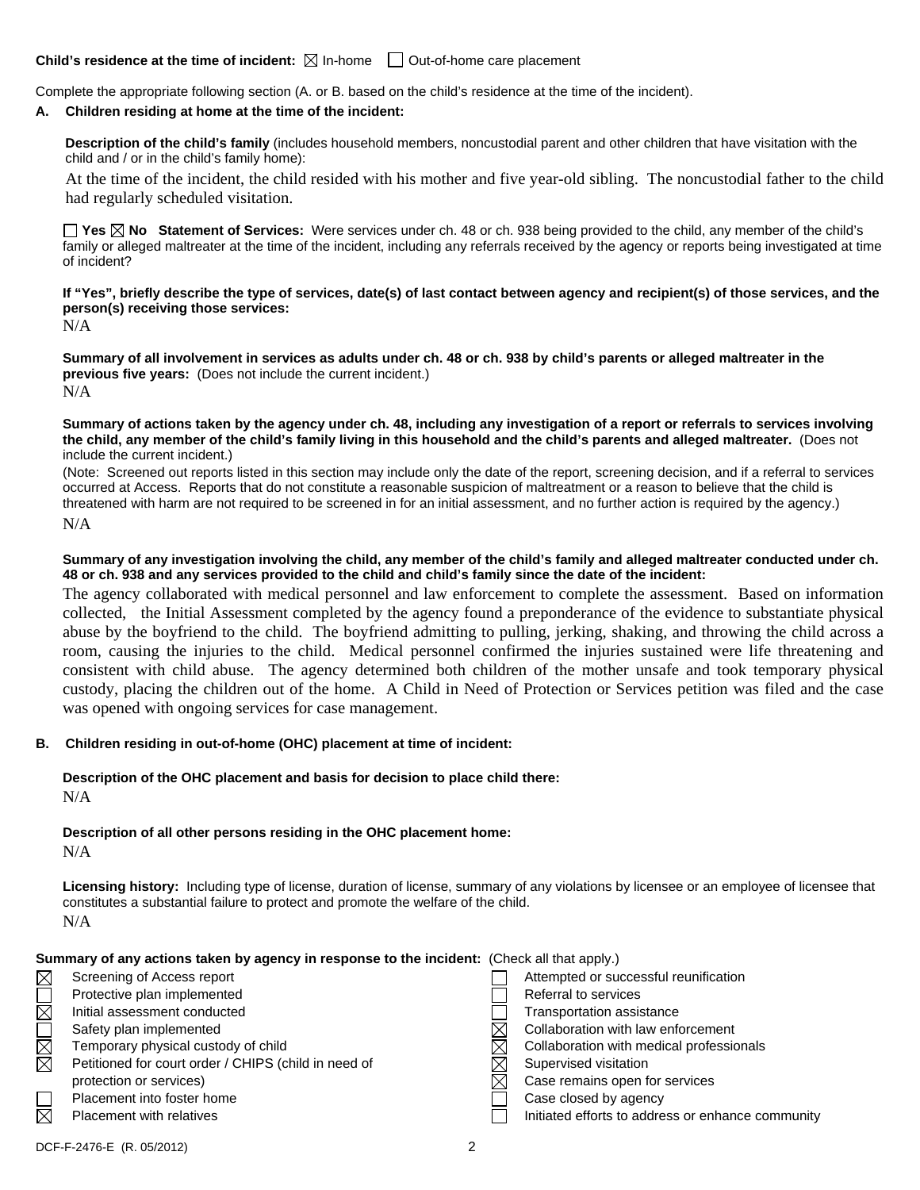**Child's residence at the time of incident:** ☒ In-home ☐ Out-of-home care placement

Complete the appropriate following section (A. or B. based on the child's residence at the time of the incident).

**A. Children residing at home at the time of the incident:**

**Description of the child's family** (includes household members, noncustodial parent and other children that have visitation with the child and / or in the child's family home):

At the time of the incident, the child resided with his mother and five year-old sibling. The noncustodial father to the child had regularly scheduled visitation.

☐ **Yes** ☒ **No Statement of Services:** Were services under ch. 48 or ch. 938 being provided to the child, any member of the child's family or alleged maltreater at the time of the incident, including any referrals received by the agency or reports being investigated at time of incident?

**If "Yes", briefly describe the type of services, date(s) of last contact between agency and recipient(s) of those services, and the person(s) receiving those services:**

N/A

**Summary of all involvement in services as adults under ch. 48 or ch. 938 by child's parents or alleged maltreater in the previous five years:** (Does not include the current incident.)

N/A

**Summary of actions taken by the agency under ch. 48, including any investigation of a report or referrals to services involving the child, any member of the child's family living in this household and the child's parents and alleged maltreater.** (Does not include the current incident.)

(Note: Screened out reports listed in this section may include only the date of the report, screening decision, and if a referral to services occurred at Access. Reports that do not constitute a reasonable suspicion of maltreatment or a reason to believe that the child is threatened with harm are not required to be screened in for an initial assessment, and no further action is required by the agency.)

N/A

**Summary of any investigation involving the child, any member of the child's family and alleged maltreater conducted under ch. 48 or ch. 938 and any services provided to the child and child's family since the date of the incident:**

The agency collaborated with medical personnel and law enforcement to complete the assessment. Based on information collected, the Initial Assessment completed by the agency found a preponderance of the evidence to substantiate physical abuse by the boyfriend to the child. The boyfriend admitting to pulling, jerking, shaking, and throwing the child across a room, causing the injuries to the child. Medical personnel confirmed the injuries sustained were life threatening and consistent with child abuse. The agency determined both children of the mother unsafe and took temporary physical custody, placing the children out of the home. A Child in Need of Protection or Services petition was filed and the case was opened with ongoing services for case management.

**B. Children residing in out-of-home (OHC) placement at time of incident:**

**Description of the OHC placement and basis for decision to place child there:**

N/A

**Description of all other persons residing in the OHC placement home:**

N/A

**Licensing history:** Including type of license, duration of license, summary of any violations by licensee or an employee of licensee that constitutes a substantial failure to protect and promote the welfare of the child.

N/A

**Summary of any actions taken by agency in response to the incident:** (Check all that apply.)

- ☒ Screening of Access report
- ☐ Protective plan implemented
- ☒ Initial assessment conducted
- ☐ Safety plan implemented
- ☒ Temporary physical custody of child
- ☒ Petitioned for court order / CHIPS (child in need of protection or services)
- ☐ Placement into foster home
- ☒ Placement with relatives
- ☐ Attempted or successful reunification
- ☐ Referral to services
- ☐ Transportation assistance
- ☒ Collaboration with law enforcement
- ☒ Collaboration with medical professionals
- ☒ Supervised visitation
- ☒ Case remains open for services
- ☐ Case closed by agency
- ☐ Initiated efforts to address or enhance community

DCF-F-2476-E (R. 05/2012)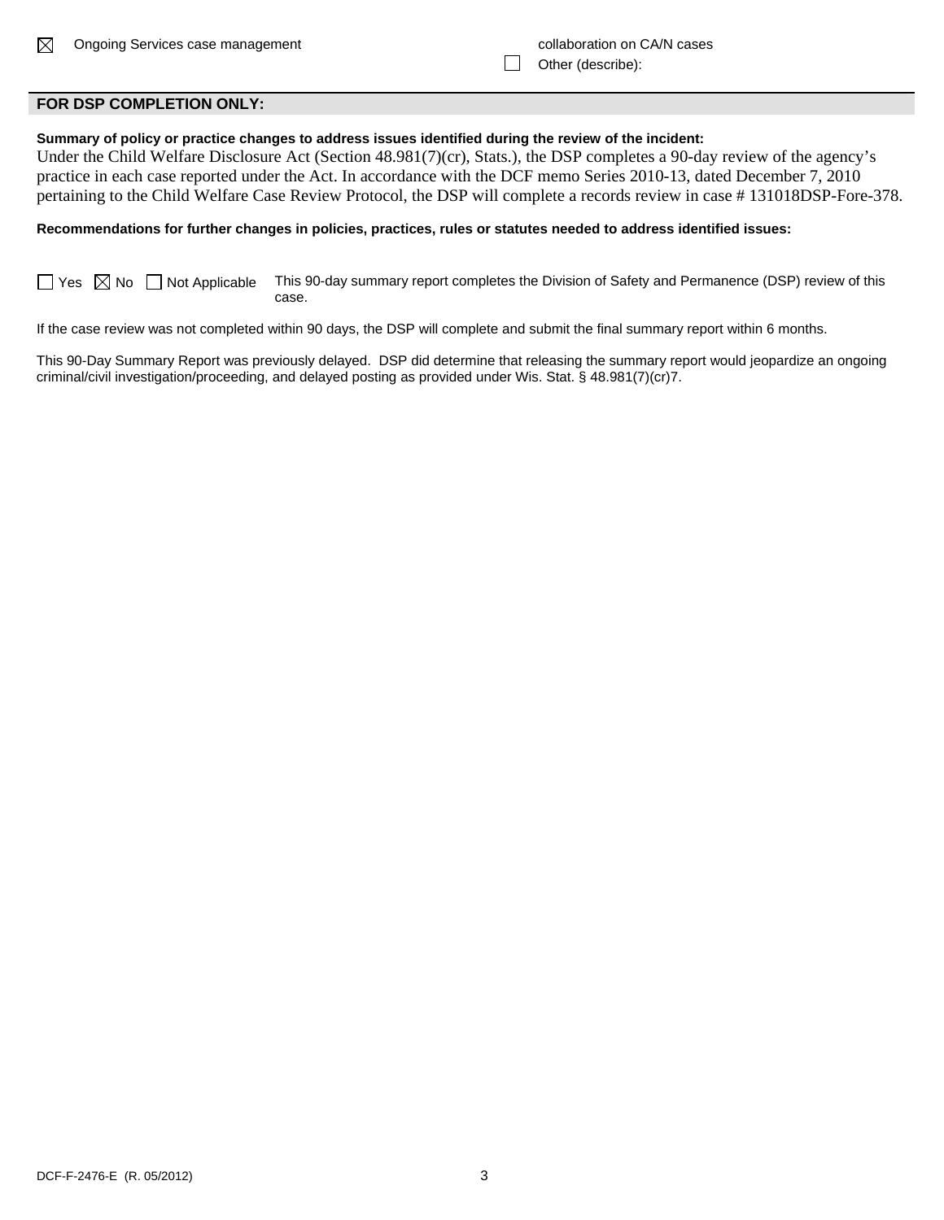☒ Ongoing Services case management

collaboration on CA/N cases

☐ Other (describe):

## FOR DSP COMPLETION ONLY:

**Summary of policy or practice changes to address issues identified during the review of the incident:**

Under the Child Welfare Disclosure Act (Section 48.981(7)(cr), Stats.), the DSP completes a 90-day review of the agency's practice in each case reported under the Act. In accordance with the DCF memo Series 2010-13, dated December 7, 2010 pertaining to the Child Welfare Case Review Protocol, the DSP will complete a records review in case # 131018DSP-Fore-378.

**Recommendations for further changes in policies, practices, rules or statutes needed to address identified issues:**

☐ Yes ☒ No ☐ Not Applicable This 90-day summary report completes the Division of Safety and Permanence (DSP) review of this case.

If the case review was not completed within 90 days, the DSP will complete and submit the final summary report within 6 months.

This 90-Day Summary Report was previously delayed. DSP did determine that releasing the summary report would jeopardize an ongoing criminal/civil investigation/proceeding, and delayed posting as provided under Wis. Stat. § 48.981(7)(cr)7.

DCF-F-2476-E (R. 05/2012)